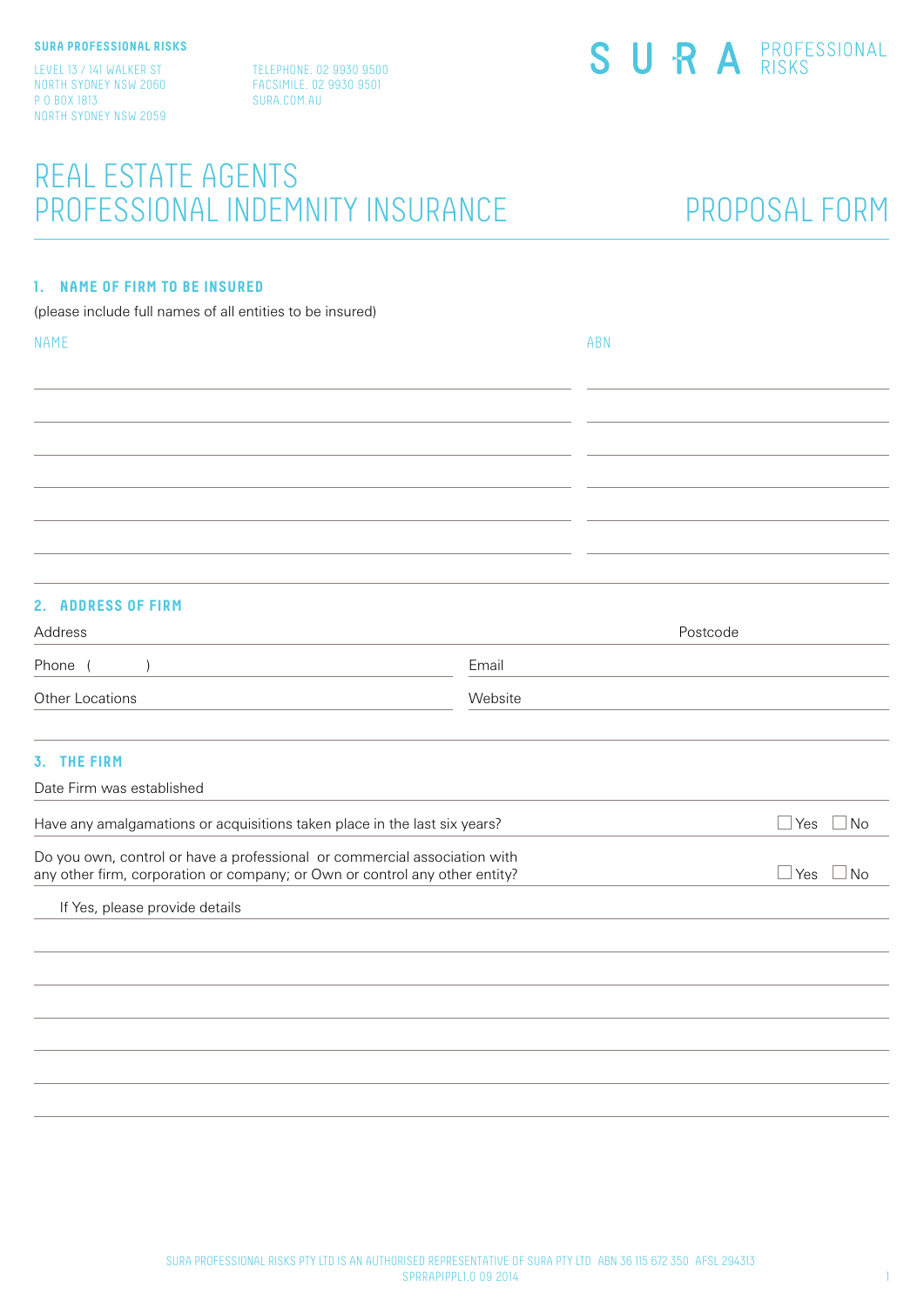**SURA PROFESSIONAL RISKS**

LEVEL 13 / 141 WALKER ST
NORTH SYDNEY NSW 2060
P O BOX 1813
NORTH SYDNEY NSW 2059

TELEPHONE. 02 9930 9500
FACSIMILE. 02 9930 9501
SURA.COM.AU

SURA PROFESSIONAL RISKS

# REAL ESTATE AGENTS PROFESSIONAL INDEMNITY INSURANCE

# PROPOSAL FORM

## 1. NAME OF FIRM TO BE INSURED

(please include full names of all entities to be insured)

| NAME | ABN |
|---|---|
| | |
| | |
| | |
| | |
| | |
| | |

## 2. ADDRESS OF FIRM

Address ________________________________ Postcode __________

Phone ( ) ________________ Email ________________

Other Locations ________________ Website ________________

## 3. THE FIRM

Date Firm was established ________________

Have any amalgamations or acquisitions taken place in the last six years? ☐ Yes ☐ No

Do you own, control or have a professional or commercial association with any other firm, corporation or company; or Own or control any other entity? ☐ Yes ☐ No

If Yes, please provide details

SURA PROFESSIONAL RISKS PTY LTD IS AN AUTHORISED REPRESENTATIVE OF SURA PTY LTD ABN 36 115 672 350 AFSL 294313
SPRRAPIPPL1.0 09 2014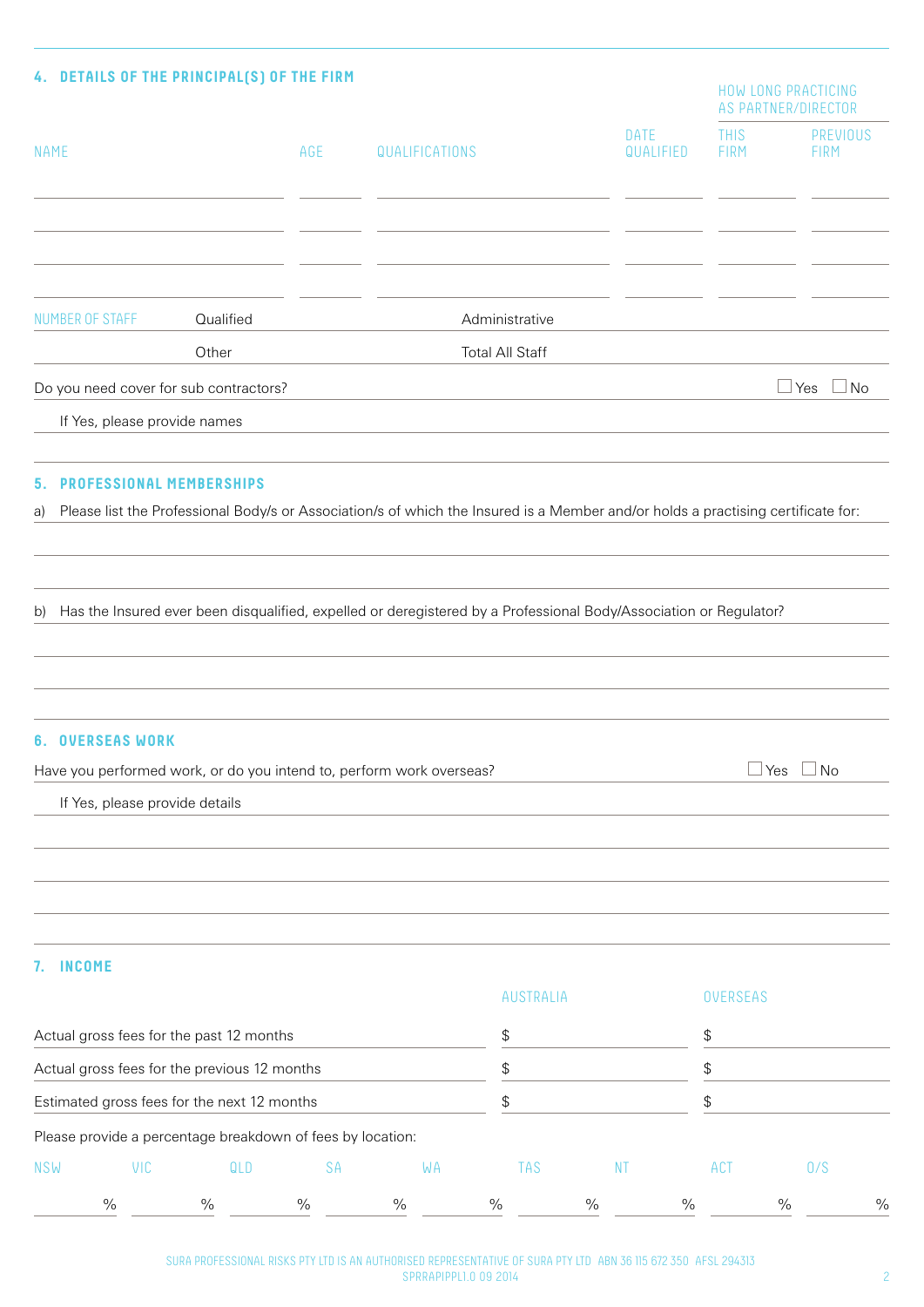## 4. DETAILS OF THE PRINCIPAL(S) OF THE FIRM

| NAME | AGE | QUALIFICATIONS | DATE QUALIFIED | HOW LONG PRACTICING AS PARTNER/DIRECTOR | |
|---|---|---|---|---|---|
| | | | | THIS FIRM | PREVIOUS FIRM |
| | | | | | |
| | | | | | |
| | | | | | |
| | | | | | |

| NUMBER OF STAFF | Qualified | | Administrative | |
|---|---|---|---|---|
| | Other | | Total All Staff | |

Do you need cover for sub contractors? ☐ Yes ☐ No

If Yes, please provide names

## 5. PROFESSIONAL MEMBERSHIPS

a) Please list the Professional Body/s or Association/s of which the Insured is a Member and/or holds a practising certificate for:

b) Has the Insured ever been disqualified, expelled or deregistered by a Professional Body/Association or Regulator?

## 6. OVERSEAS WORK

Have you performed work, or do you intend to, perform work overseas? ☐ Yes ☐ No

If Yes, please provide details

## 7. INCOME

| | AUSTRALIA | OVERSEAS |
|---|---|---|
| Actual gross fees for the past 12 months | $ | $ |
| Actual gross fees for the previous 12 months | $ | $ |
| Estimated gross fees for the next 12 months | $ | $ |

Please provide a percentage breakdown of fees by location:

| NSW | VIC | QLD | SA | WA | TAS | NT | ACT | O/S |
|---|---|---|---|---|---|---|---|---|
| % | % | % | % | % | % | % | % | % |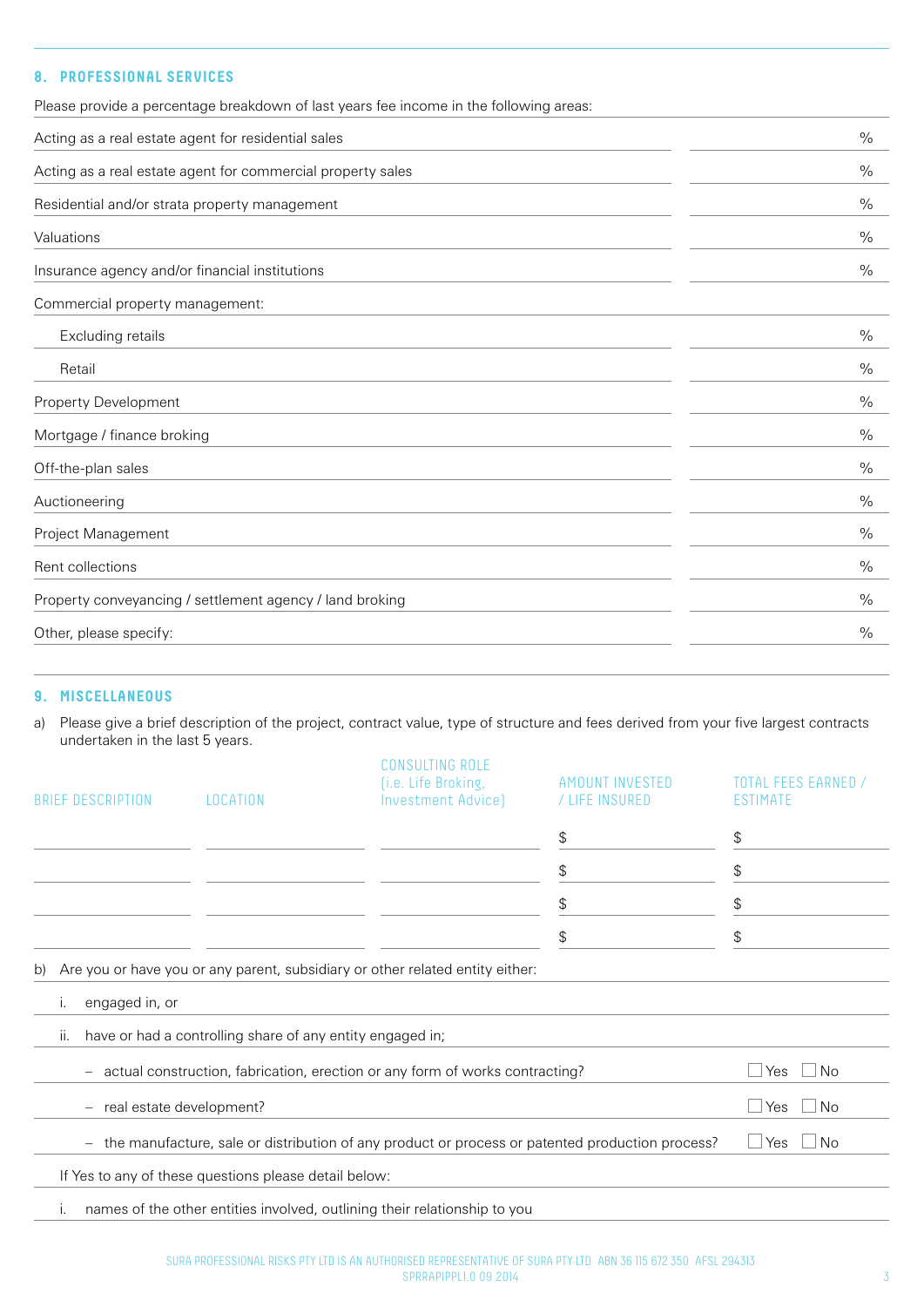## 8. PROFESSIONAL SERVICES

Please provide a percentage breakdown of last years fee income in the following areas:

| | |
|---|---|
| Acting as a real estate agent for residential sales | % |
| Acting as a real estate agent for commercial property sales | % |
| Residential and/or strata property management | % |
| Valuations | % |
| Insurance agency and/or financial institutions | % |
| Commercial property management: | |
| Excluding retails | % |
| Retail | % |
| Property Development | % |
| Mortgage / finance broking | % |
| Off-the-plan sales | % |
| Auctioneering | % |
| Project Management | % |
| Rent collections | % |
| Property conveyancing / settlement agency / land broking | % |
| Other, please specify: | % |

## 9. MISCELLANEOUS

a) Please give a brief description of the project, contract value, type of structure and fees derived from your five largest contracts undertaken in the last 5 years.

| BRIEF DESCRIPTION | LOCATION | CONSULTING ROLE (i.e. Life Broking, Investment Advice) | AMOUNT INVESTED / LIFE INSURED | TOTAL FEES EARNED / ESTIMATE |
|---|---|---|---|---|
| | | | $ | $ |
| | | | $ | $ |
| | | | $ | $ |
| | | | $ | $ |

b) Are you or have you or any parent, subsidiary or other related entity either:

i. engaged in, or

ii. have or had a controlling share of any entity engaged in;

| | |
|---|---|
| – actual construction, fabrication, erection or any form of works contracting? | ☐ Yes ☐ No |
| – real estate development? | ☐ Yes ☐ No |
| – the manufacture, sale or distribution of any product or process or patented production process? | ☐ Yes ☐ No |

If Yes to any of these questions please detail below:

i. names of the other entities involved, outlining their relationship to you

SURA PROFESSIONAL RISKS PTY LTD IS AN AUTHORISED REPRESENTATIVE OF SURA PTY LTD ABN 36 115 672 350 AFSL 294313
SPRRAPIPPL1.0 09 2014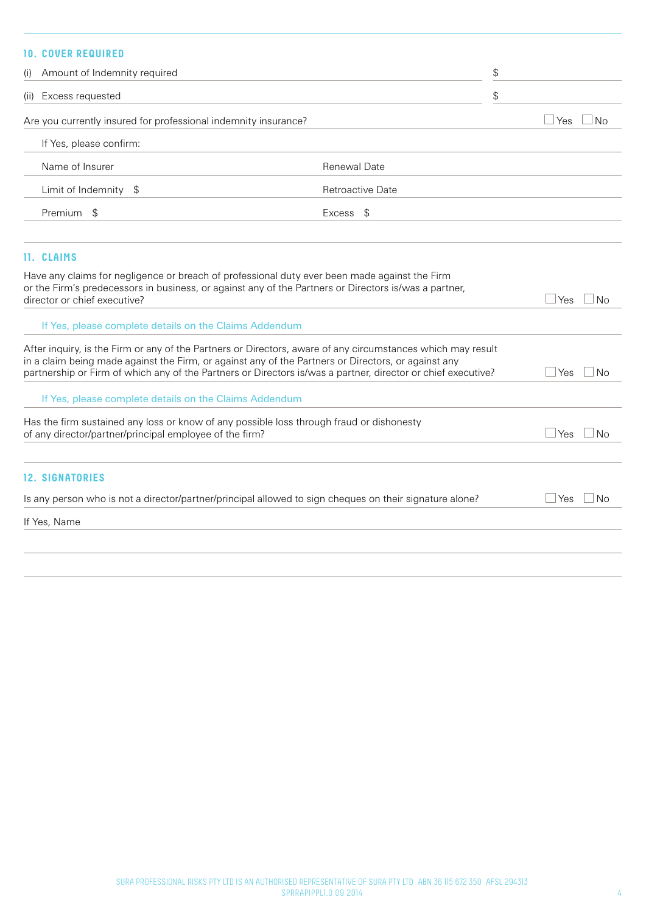## 10. COVER REQUIRED

(i) Amount of Indemnity required $

(ii) Excess requested $

Are you currently insured for professional indemnity insurance? ☐ Yes ☐ No

If Yes, please confirm:

| | |
|---|---|
| Name of Insurer | Renewal Date |
| Limit of Indemnity $ | Retroactive Date |
| Premium $ | Excess $ |

## 11. CLAIMS

Have any claims for negligence or breach of professional duty ever been made against the Firm or the Firm's predecessors in business, or against any of the Partners or Directors is/was a partner, director or chief executive? ☐ Yes ☐ No

If Yes, please complete details on the Claims Addendum

After inquiry, is the Firm or any of the Partners or Directors, aware of any circumstances which may result in a claim being made against the Firm, or against any of the Partners or Directors, or against any partnership or Firm of which any of the Partners or Directors is/was a partner, director or chief executive? ☐ Yes ☐ No

If Yes, please complete details on the Claims Addendum

Has the firm sustained any loss or know of any possible loss through fraud or dishonesty of any director/partner/principal employee of the firm? ☐ Yes ☐ No

## 12. SIGNATORIES

Is any person who is not a director/partner/principal allowed to sign cheques on their signature alone? ☐ Yes ☐ No

If Yes, Name

SURA PROFESSIONAL RISKS PTY LTD IS AN AUTHORISED REPRESENTATIVE OF SURA PTY LTD ABN 36 115 672 350 AFSL 294313
SPRRAPIPPL1.0 09 2014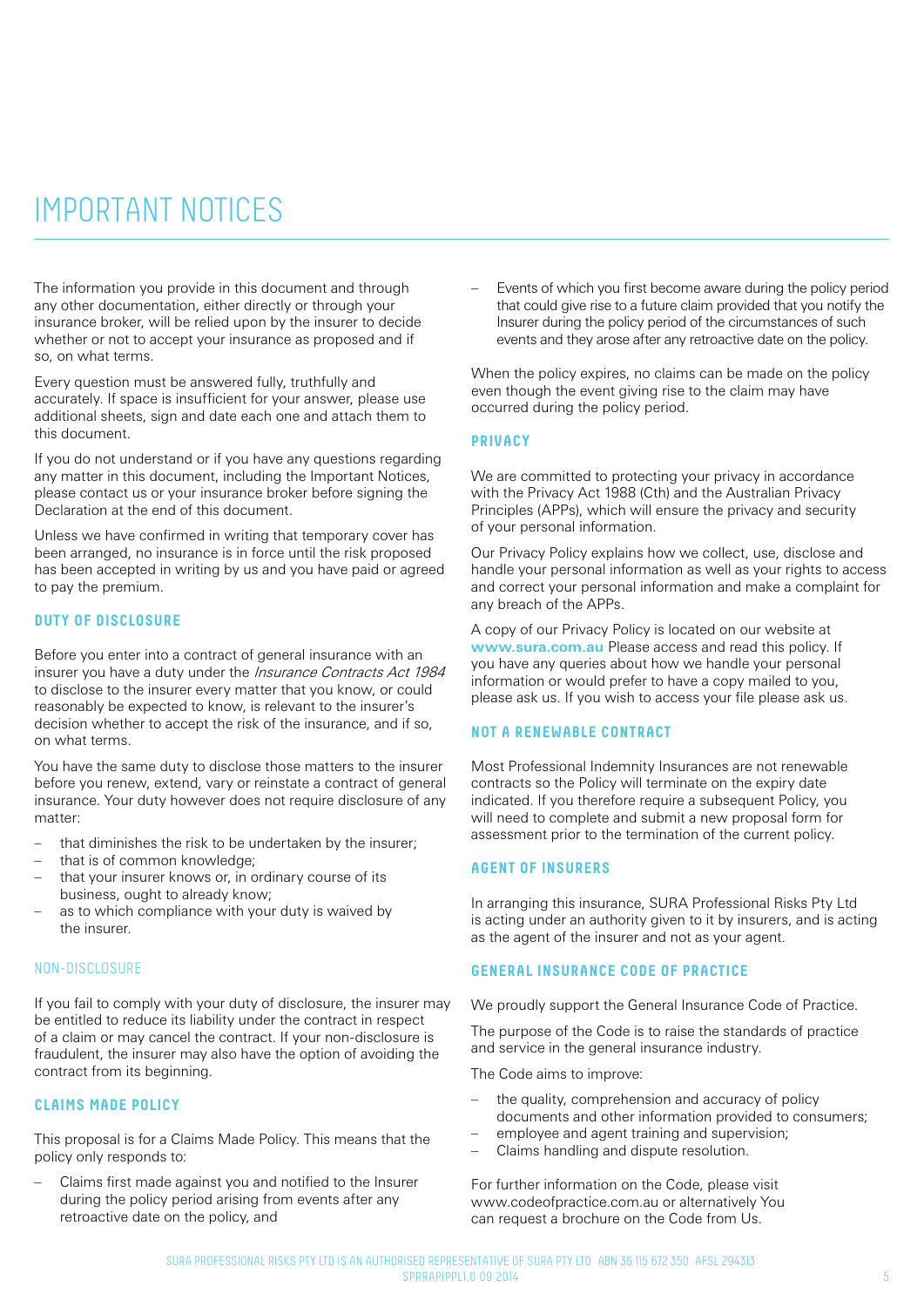# IMPORTANT NOTICES

The information you provide in this document and through any other documentation, either directly or through your insurance broker, will be relied upon by the insurer to decide whether or not to accept your insurance as proposed and if so, on what terms.

Every question must be answered fully, truthfully and accurately. If space is insufficient for your answer, please use additional sheets, sign and date each one and attach them to this document.

If you do not understand or if you have any questions regarding any matter in this document, including the Important Notices, please contact us or your insurance broker before signing the Declaration at the end of this document.

Unless we have confirmed in writing that temporary cover has been arranged, no insurance is in force until the risk proposed has been accepted in writing by us and you have paid or agreed to pay the premium.

## DUTY OF DISCLOSURE

Before you enter into a contract of general insurance with an insurer you have a duty under the *Insurance Contracts Act 1984* to disclose to the insurer every matter that you know, or could reasonably be expected to know, is relevant to the insurer's decision whether to accept the risk of the insurance, and if so, on what terms.

You have the same duty to disclose those matters to the insurer before you renew, extend, vary or reinstate a contract of general insurance. Your duty however does not require disclosure of any matter:

- that diminishes the risk to be undertaken by the insurer;
- that is of common knowledge;
- that your insurer knows or, in ordinary course of its business, ought to already know;
- as to which compliance with your duty is waived by the insurer.

### NON-DISCLOSURE

If you fail to comply with your duty of disclosure, the insurer may be entitled to reduce its liability under the contract in respect of a claim or may cancel the contract. If your non-disclosure is fraudulent, the insurer may also have the option of avoiding the contract from its beginning.

## CLAIMS MADE POLICY

This proposal is for a Claims Made Policy. This means that the policy only responds to:

- Claims first made against you and notified to the Insurer during the policy period arising from events after any retroactive date on the policy, and
- Events of which you first become aware during the policy period that could give rise to a future claim provided that you notify the Insurer during the policy period of the circumstances of such events and they arose after any retroactive date on the policy.

When the policy expires, no claims can be made on the policy even though the event giving rise to the claim may have occurred during the policy period.

## PRIVACY

We are committed to protecting your privacy in accordance with the Privacy Act 1988 (Cth) and the Australian Privacy Principles (APPs), which will ensure the privacy and security of your personal information.

Our Privacy Policy explains how we collect, use, disclose and handle your personal information as well as your rights to access and correct your personal information and make a complaint for any breach of the APPs.

A copy of our Privacy Policy is located on our website at **www.sura.com.au** Please access and read this policy. If you have any queries about how we handle your personal information or would prefer to have a copy mailed to you, please ask us. If you wish to access your file please ask us.

## NOT A RENEWABLE CONTRACT

Most Professional Indemnity Insurances are not renewable contracts so the Policy will terminate on the expiry date indicated. If you therefore require a subsequent Policy, you will need to complete and submit a new proposal form for assessment prior to the termination of the current policy.

## AGENT OF INSURERS

In arranging this insurance, SURA Professional Risks Pty Ltd is acting under an authority given to it by insurers, and is acting as the agent of the insurer and not as your agent.

## GENERAL INSURANCE CODE OF PRACTICE

We proudly support the General Insurance Code of Practice.

The purpose of the Code is to raise the standards of practice and service in the general insurance industry.

The Code aims to improve:

- the quality, comprehension and accuracy of policy documents and other information provided to consumers;
- employee and agent training and supervision;
- Claims handling and dispute resolution.

For further information on the Code, please visit www.codeofpractice.com.au or alternatively You can request a brochure on the Code from Us.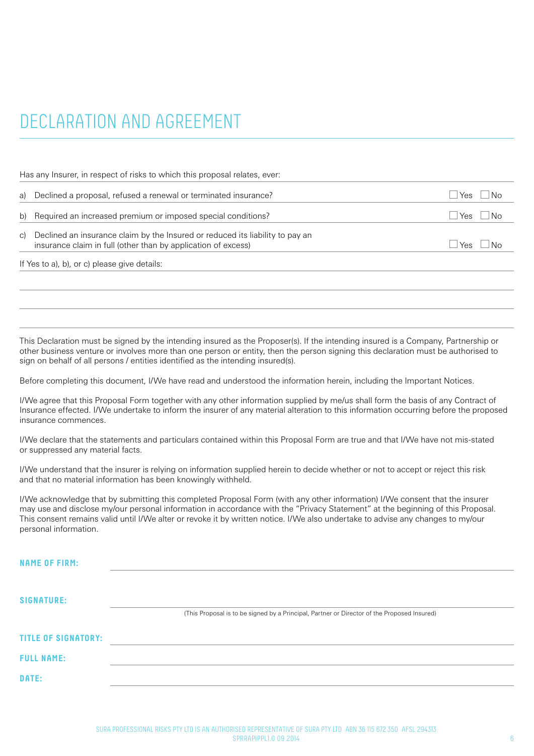# DECLARATION AND AGREEMENT

Has any Insurer, in respect of risks to which this proposal relates, ever:

| | | |
|---|---|---|
| a) | Declined a proposal, refused a renewal or terminated insurance? | ☐ Yes ☐ No |
| b) | Required an increased premium or imposed special conditions? | ☐ Yes ☐ No |
| c) | Declined an insurance claim by the Insured or reduced its liability to pay an insurance claim in full (other than by application of excess) | ☐ Yes ☐ No |

If Yes to a), b), or c) please give details:

This Declaration must be signed by the intending insured as the Proposer(s). If the intending insured is a Company, Partnership or other business venture or involves more than one person or entity, then the person signing this declaration must be authorised to sign on behalf of all persons / entities identified as the intending insured(s).

Before completing this document, I/We have read and understood the information herein, including the Important Notices.

I/We agree that this Proposal Form together with any other information supplied by me/us shall form the basis of any Contract of Insurance effected. I/We undertake to inform the insurer of any material alteration to this information occurring before the proposed insurance commences.

I/We declare that the statements and particulars contained within this Proposal Form are true and that I/We have not mis-stated or suppressed any material facts.

I/We understand that the insurer is relying on information supplied herein to decide whether or not to accept or reject this risk and that no material information has been knowingly withheld.

I/We acknowledge that by submitting this completed Proposal Form (with any other information) I/We consent that the insurer may use and disclose my/our personal information in accordance with the "Privacy Statement" at the beginning of this Proposal. This consent remains valid until I/We alter or revoke it by written notice. I/We also undertake to advise any changes to my/our personal information.

**NAME OF FIRM:**

**SIGNATURE:**

(This Proposal is to be signed by a Principal, Partner or Director of the Proposed Insured)

**TITLE OF SIGNATORY:**

**FULL NAME:**

**DATE:**

SURA PROFESSIONAL RISKS PTY LTD IS AN AUTHORISED REPRESENTATIVE OF SURA PTY LTD ABN 36 115 672 350 AFSL 294313
SPRRAPIPPI1.0 09 2014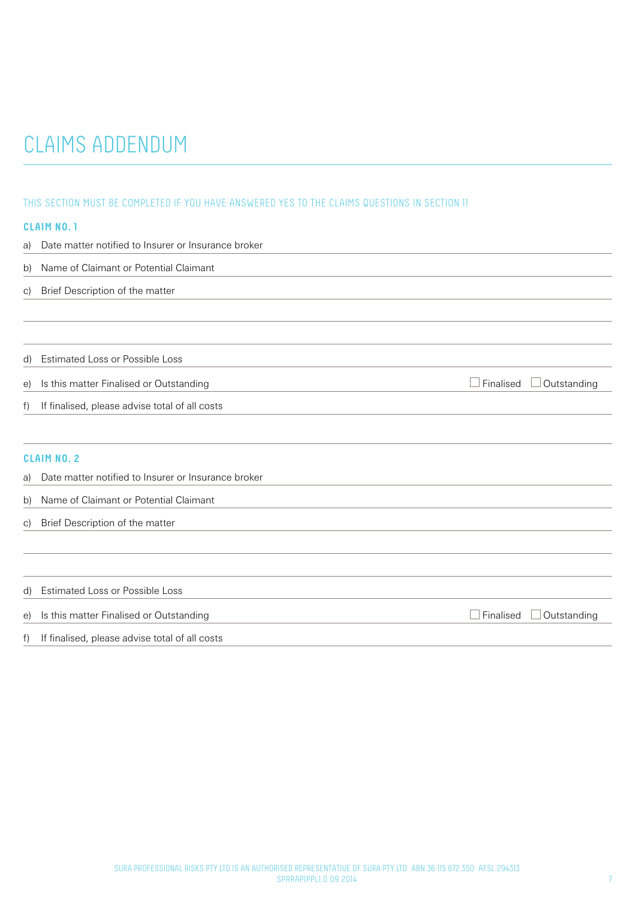# CLAIMS ADDENDUM

THIS SECTION MUST BE COMPLETED IF YOU HAVE ANSWERED YES TO THE CLAIMS QUESTIONS IN SECTION 11

**CLAIM NO. 1**

a) Date matter notified to Insurer or Insurance broker

b) Name of Claimant or Potential Claimant

c) Brief Description of the matter

d) Estimated Loss or Possible Loss

e) Is this matter Finalised or Outstanding ☐ Finalised ☐ Outstanding

f) If finalised, please advise total of all costs

**CLAIM NO. 2**

a) Date matter notified to Insurer or Insurance broker

b) Name of Claimant or Potential Claimant

c) Brief Description of the matter

d) Estimated Loss or Possible Loss

e) Is this matter Finalised or Outstanding ☐ Finalised ☐ Outstanding

f) If finalised, please advise total of all costs

SURA PROFESSIONAL RISKS PTY LTD IS AN AUTHORISED REPRESENTATIVE OF SURA PTY LTD ABN 36 115 672 350 AFSL 294313
SPRRAPIPPI1.0 09 2014